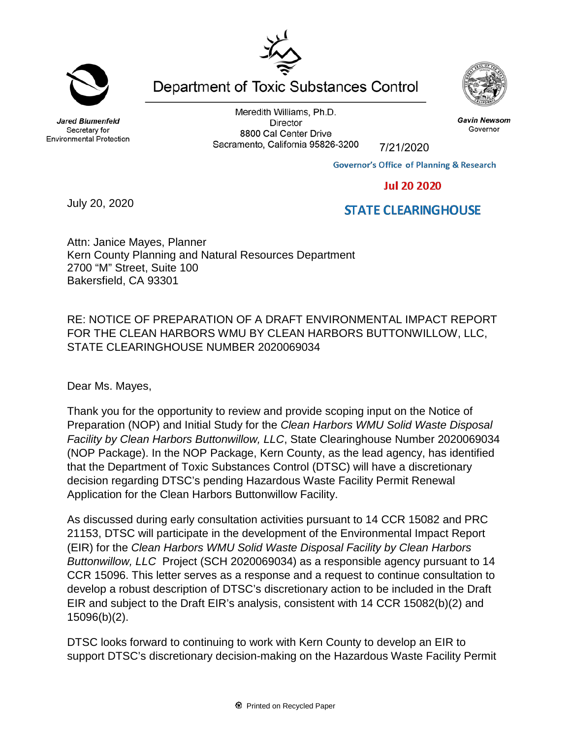Jared Blumenfeld
Secretary for
Environmental Protection

# Department of Toxic Substances Control

Meredith Williams, Ph.D.
Director
8800 Cal Center Drive
Sacramento, California 95826-3200

Gavin Newsom
Governor

7/21/2020

Governor's Office of Planning & Research

Jul 20 2020

STATE CLEARINGHOUSE

July 20, 2020

Attn: Janice Mayes, Planner
Kern County Planning and Natural Resources Department
2700 "M" Street, Suite 100
Bakersfield, CA 93301

RE: NOTICE OF PREPARATION OF A DRAFT ENVIRONMENTAL IMPACT REPORT FOR THE CLEAN HARBORS WMU BY CLEAN HARBORS BUTTONWILLOW, LLC, STATE CLEARINGHOUSE NUMBER 2020069034

Dear Ms. Mayes,

Thank you for the opportunity to review and provide scoping input on the Notice of Preparation (NOP) and Initial Study for the *Clean Harbors WMU Solid Waste Disposal Facility by Clean Harbors Buttonwillow, LLC*, State Clearinghouse Number 2020069034 (NOP Package). In the NOP Package, Kern County, as the lead agency, has identified that the Department of Toxic Substances Control (DTSC) will have a discretionary decision regarding DTSC's pending Hazardous Waste Facility Permit Renewal Application for the Clean Harbors Buttonwillow Facility.

As discussed during early consultation activities pursuant to 14 CCR 15082 and PRC 21153, DTSC will participate in the development of the Environmental Impact Report (EIR) for the *Clean Harbors WMU Solid Waste Disposal Facility by Clean Harbors Buttonwillow, LLC* Project (SCH 2020069034) as a responsible agency pursuant to 14 CCR 15096. This letter serves as a response and a request to continue consultation to develop a robust description of DTSC's discretionary action to be included in the Draft EIR and subject to the Draft EIR's analysis, consistent with 14 CCR 15082(b)(2) and 15096(b)(2).

DTSC looks forward to continuing to work with Kern County to develop an EIR to support DTSC's discretionary decision-making on the Hazardous Waste Facility Permit

Printed on Recycled Paper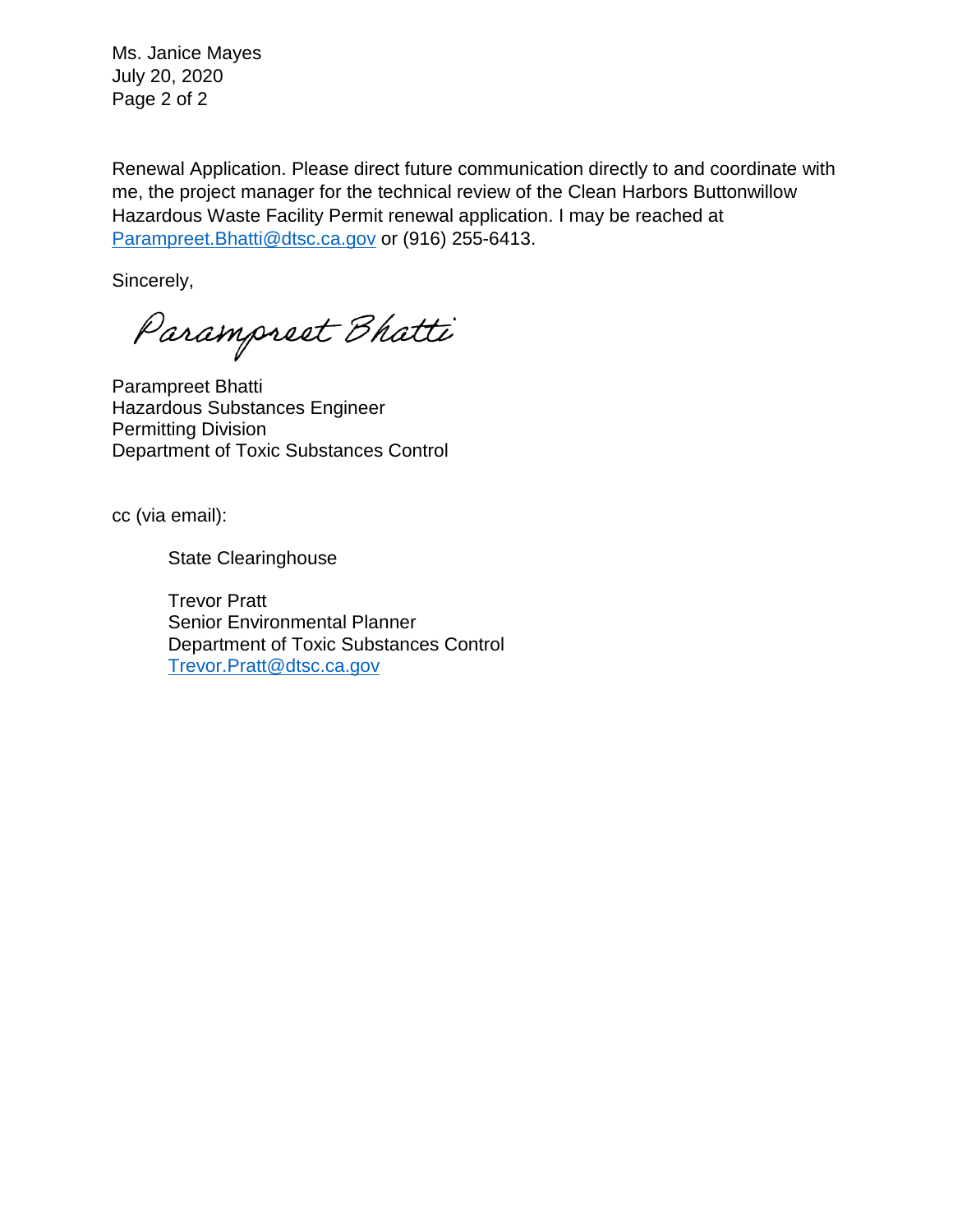Renewal Application. Please direct future communication directly to and coordinate with me, the project manager for the technical review of the Clean Harbors Buttonwillow Hazardous Waste Facility Permit renewal application. I may be reached at Parampreet.Bhatti@dtsc.ca.gov or (916) 255-6413.

Sincerely,

Parampreet Bhatti

Parampreet Bhatti
Hazardous Substances Engineer
Permitting Division
Department of Toxic Substances Control

cc (via email):

State Clearinghouse

Trevor Pratt
Senior Environmental Planner
Department of Toxic Substances Control
Trevor.Pratt@dtsc.ca.gov